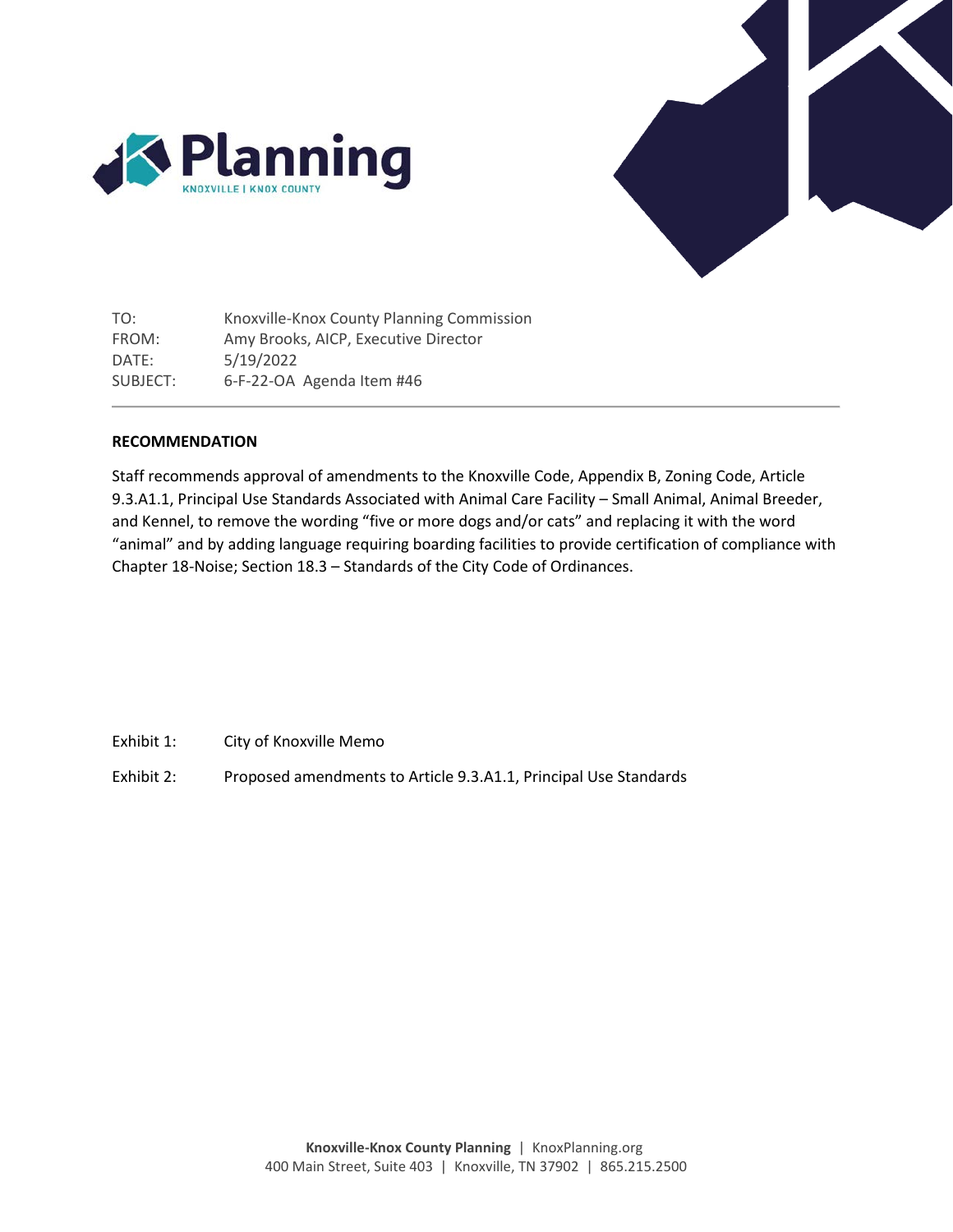Planning

KNOXVILLE | KNOX COUNTY

| | |
|---|---|
| TO: | Knoxville-Knox County Planning Commission |
| FROM: | Amy Brooks, AICP, Executive Director |
| DATE: | 5/19/2022 |
| SUBJECT: | 6-F-22-OA Agenda Item #46 |

**RECOMMENDATION**

Staff recommends approval of amendments to the Knoxville Code, Appendix B, Zoning Code, Article 9.3.A1.1, Principal Use Standards Associated with Animal Care Facility – Small Animal, Animal Breeder, and Kennel, to remove the wording "five or more dogs and/or cats" and replacing it with the word "animal" and by adding language requiring boarding facilities to provide certification of compliance with Chapter 18-Noise; Section 18.3 – Standards of the City Code of Ordinances.

| | |
|---|---|
| Exhibit 1: | City of Knoxville Memo |
| Exhibit 2: | Proposed amendments to Article 9.3.A1.1, Principal Use Standards |

**Knoxville-Knox County Planning** | KnoxPlanning.org
400 Main Street, Suite 403 | Knoxville, TN 37902 | 865.215.2500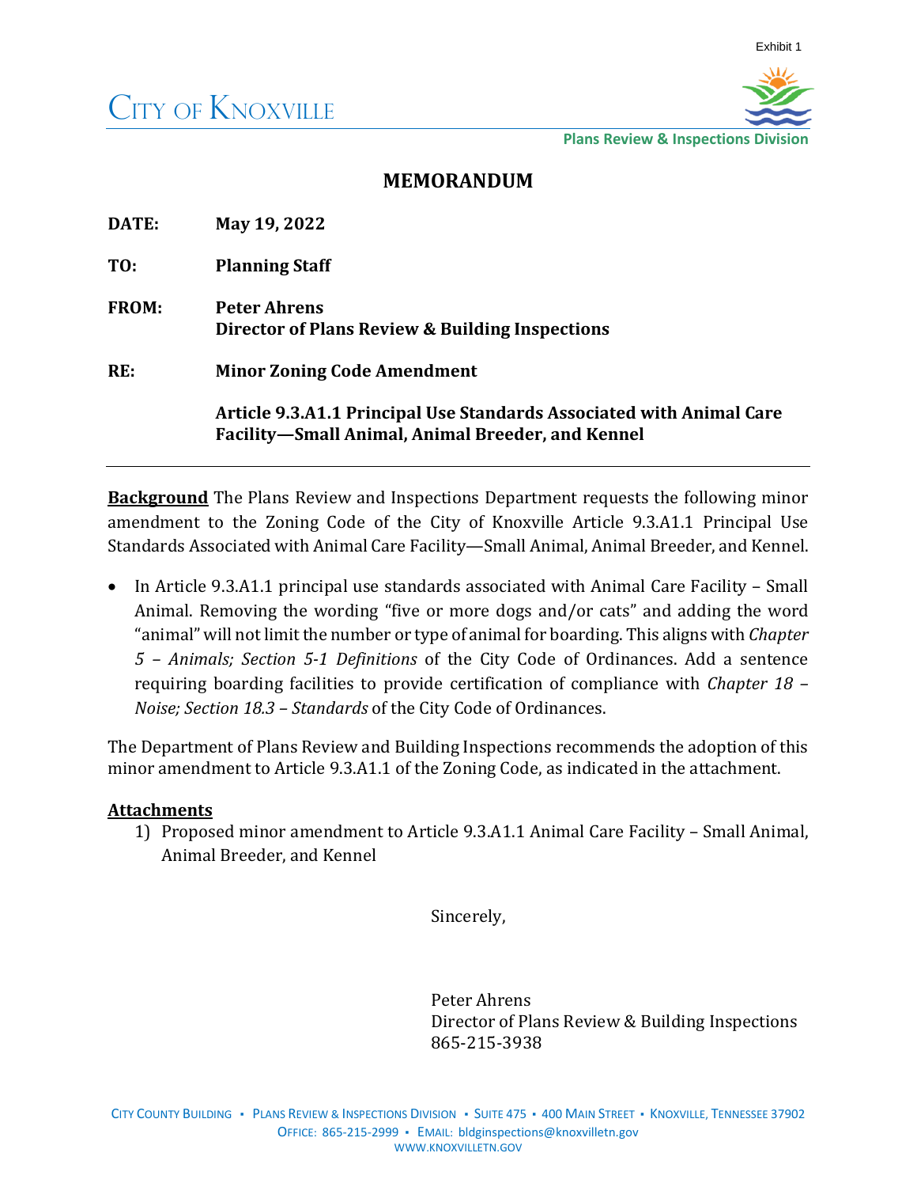Exhibit 1

CITY OF KNOXVILLE

Plans Review & Inspections Division

# MEMORANDUM

**DATE:** **May 19, 2022**

**TO:** **Planning Staff**

**FROM:** **Peter Ahrens**
**Director of Plans Review & Building Inspections**

**RE:** **Minor Zoning Code Amendment**

**Article 9.3.A1.1 Principal Use Standards Associated with Animal Care Facility—Small Animal, Animal Breeder, and Kennel**

---

**Background** The Plans Review and Inspections Department requests the following minor amendment to the Zoning Code of the City of Knoxville Article 9.3.A1.1 Principal Use Standards Associated with Animal Care Facility—Small Animal, Animal Breeder, and Kennel.

- In Article 9.3.A1.1 principal use standards associated with Animal Care Facility – Small Animal. Removing the wording "five or more dogs and/or cats" and adding the word "animal" will not limit the number or type of animal for boarding. This aligns with *Chapter 5 – Animals; Section 5-1 Definitions* of the City Code of Ordinances. Add a sentence requiring boarding facilities to provide certification of compliance with *Chapter 18 – Noise; Section 18.3 – Standards* of the City Code of Ordinances.

The Department of Plans Review and Building Inspections recommends the adoption of this minor amendment to Article 9.3.A1.1 of the Zoning Code, as indicated in the attachment.

**Attachments**

1) Proposed minor amendment to Article 9.3.A1.1 Animal Care Facility – Small Animal, Animal Breeder, and Kennel

Sincerely,

Peter Ahrens
Director of Plans Review & Building Inspections
865-215-3938

CITY COUNTY BUILDING ▪ PLANS REVIEW & INSPECTIONS DIVISION ▪ SUITE 475 ▪ 400 MAIN STREET ▪ KNOXVILLE, TENNESSEE 37902
OFFICE: 865-215-2999 ▪ EMAIL: bldginspections@knoxvilletn.gov
WWW.KNOXVILLETN.GOV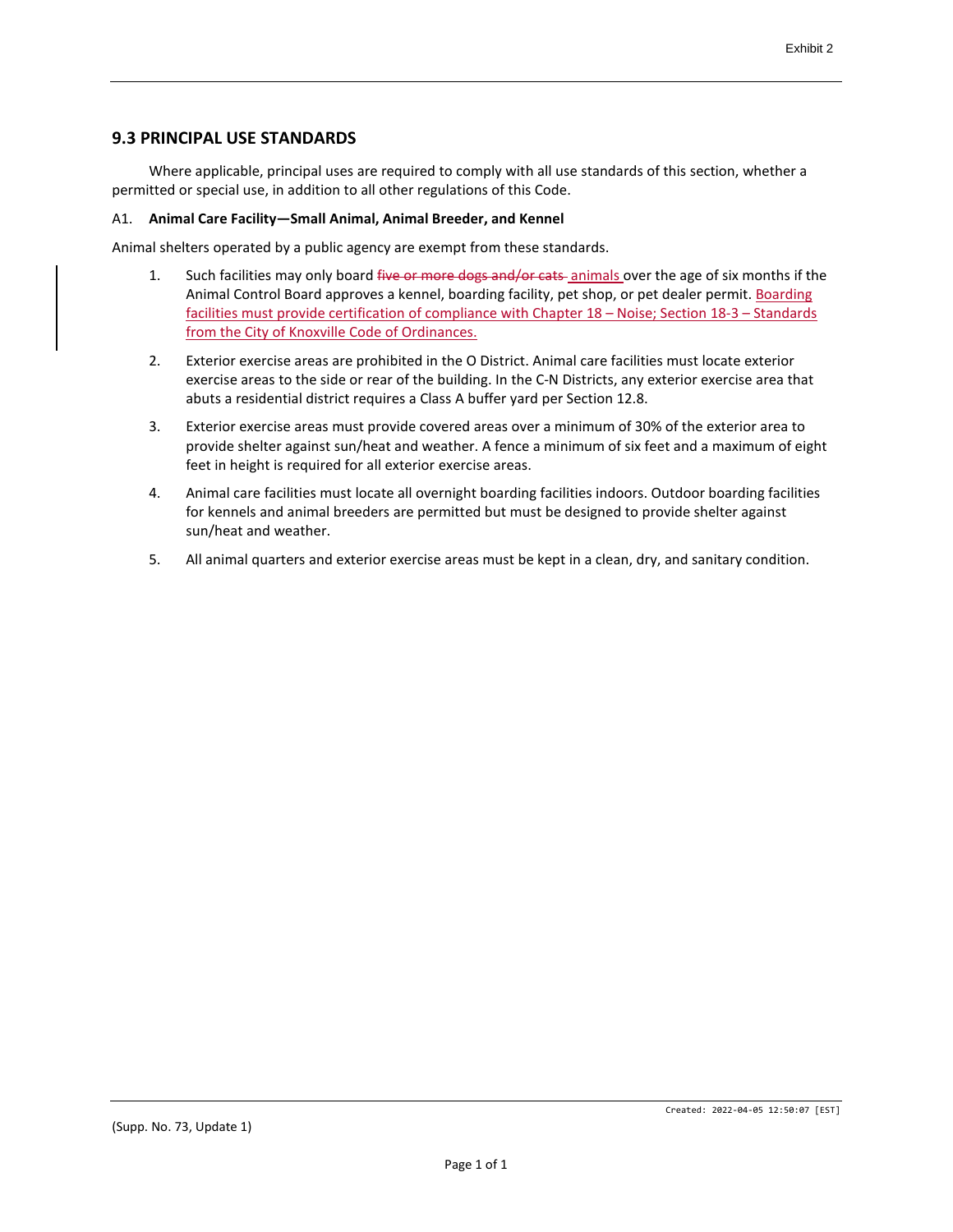## 9.3 PRINCIPAL USE STANDARDS

Where applicable, principal uses are required to comply with all use standards of this section, whether a permitted or special use, in addition to all other regulations of this Code.

A1. **Animal Care Facility—Small Animal, Animal Breeder, and Kennel**

Animal shelters operated by a public agency are exempt from these standards.

1. Such facilities may only board ~~five or more dogs and/or cats~~ animals over the age of six months if the Animal Control Board approves a kennel, boarding facility, pet shop, or pet dealer permit. Boarding facilities must provide certification of compliance with Chapter 18 – Noise; Section 18-3 – Standards from the City of Knoxville Code of Ordinances.

2. Exterior exercise areas are prohibited in the O District. Animal care facilities must locate exterior exercise areas to the side or rear of the building. In the C-N Districts, any exterior exercise area that abuts a residential district requires a Class A buffer yard per Section 12.8.

3. Exterior exercise areas must provide covered areas over a minimum of 30% of the exterior area to provide shelter against sun/heat and weather. A fence a minimum of six feet and a maximum of eight feet in height is required for all exterior exercise areas.

4. Animal care facilities must locate all overnight boarding facilities indoors. Outdoor boarding facilities for kennels and animal breeders are permitted but must be designed to provide shelter against sun/heat and weather.

5. All animal quarters and exterior exercise areas must be kept in a clean, dry, and sanitary condition.